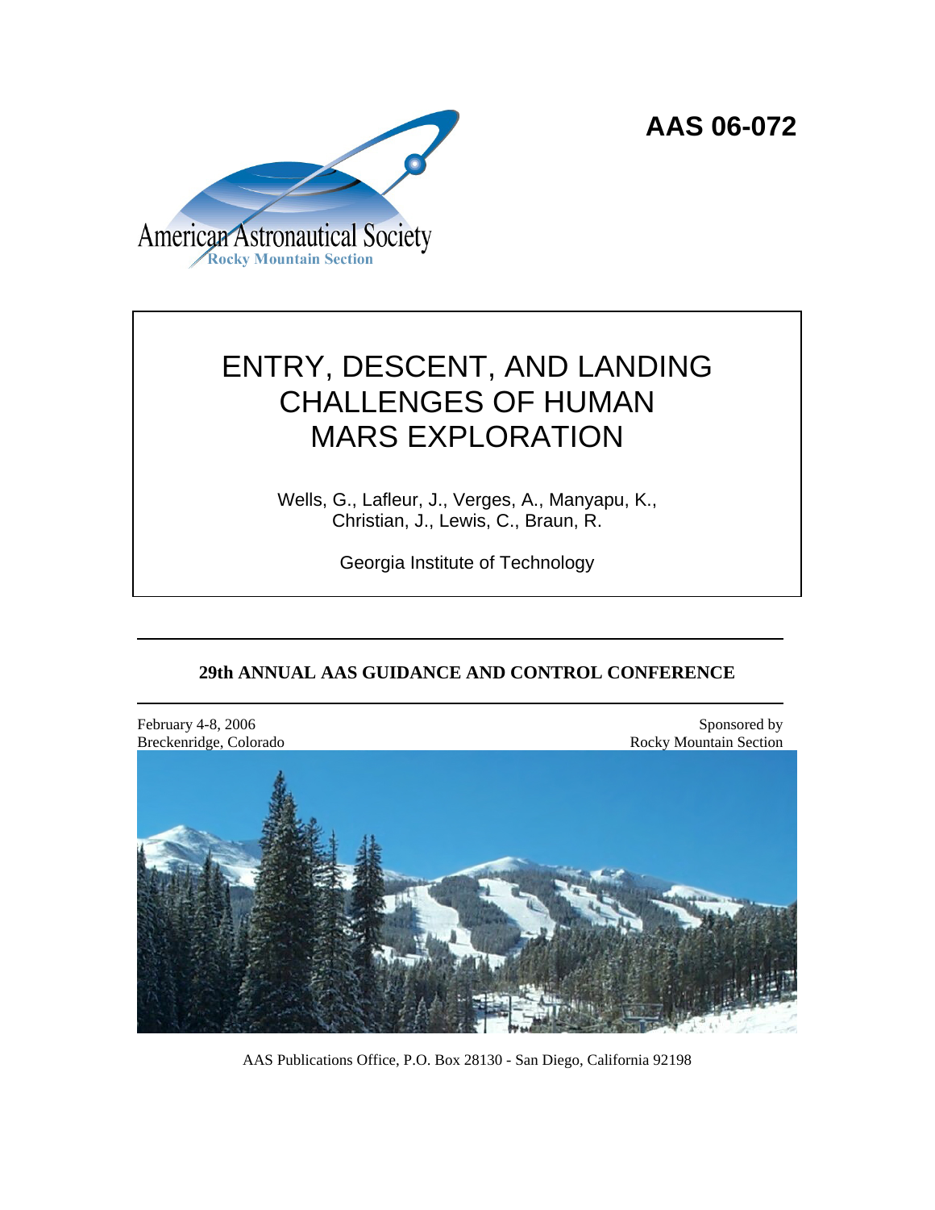American Astronautical Society
Rocky Mountain Section

**AAS 06-072**

# ENTRY, DESCENT, AND LANDING CHALLENGES OF HUMAN MARS EXPLORATION

Wells, G., Lafleur, J., Verges, A., Manyapu, K., Christian, J., Lewis, C., Braun, R.

Georgia Institute of Technology

**29th ANNUAL AAS GUIDANCE AND CONTROL CONFERENCE**

February 4-8, 2006
Breckenridge, Colorado

Sponsored by
Rocky Mountain Section

AAS Publications Office, P.O. Box 28130 - San Diego, California 92198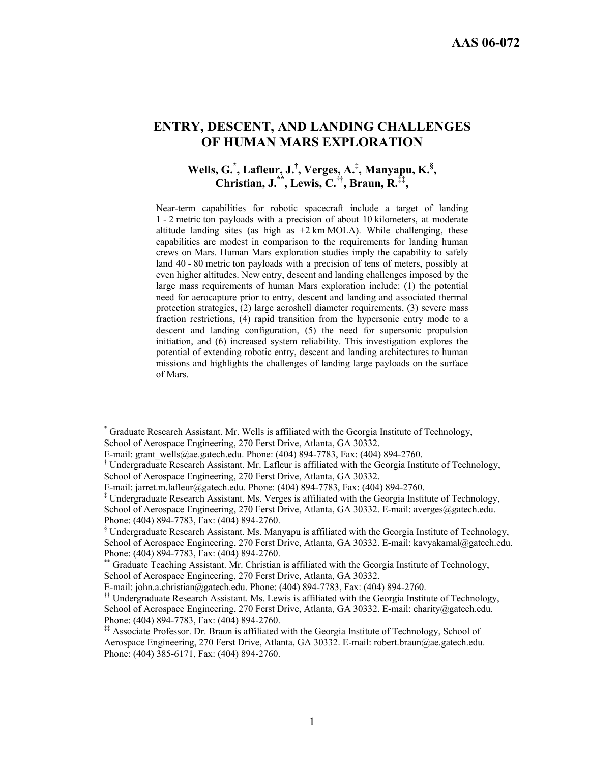AAS 06-072

# ENTRY, DESCENT, AND LANDING CHALLENGES OF HUMAN MARS EXPLORATION

**Wells, G.[*], Lafleur, J.[†], Verges, A.[‡], Manyapu, K.[§], Christian, J.[**], Lewis, C.[††], Braun, R.[‡‡],**

Near-term capabilities for robotic spacecraft include a target of landing 1 - 2 metric ton payloads with a precision of about 10 kilometers, at moderate altitude landing sites (as high as +2 km MOLA). While challenging, these capabilities are modest in comparison to the requirements for landing human crews on Mars. Human Mars exploration studies imply the capability to safely land 40 - 80 metric ton payloads with a precision of tens of meters, possibly at even higher altitudes. New entry, descent and landing challenges imposed by the large mass requirements of human Mars exploration include: (1) the potential need for aerocapture prior to entry, descent and landing and associated thermal protection strategies, (2) large aeroshell diameter requirements, (3) severe mass fraction restrictions, (4) rapid transition from the hypersonic entry mode to a descent and landing configuration, (5) the need for supersonic propulsion initiation, and (6) increased system reliability. This investigation explores the potential of extending robotic entry, descent and landing architectures to human missions and highlights the challenges of landing large payloads on the surface of Mars.

---

[*] Graduate Research Assistant. Mr. Wells is affiliated with the Georgia Institute of Technology, School of Aerospace Engineering, 270 Ferst Drive, Atlanta, GA 30332. E-mail: grant_wells@ae.gatech.edu. Phone: (404) 894-7783, Fax: (404) 894-2760.

[†] Undergraduate Research Assistant. Mr. Lafleur is affiliated with the Georgia Institute of Technology, School of Aerospace Engineering, 270 Ferst Drive, Atlanta, GA 30332. E-mail: jarret.m.lafleur@gatech.edu. Phone: (404) 894-7783, Fax: (404) 894-2760.

[‡] Undergraduate Research Assistant. Ms. Verges is affiliated with the Georgia Institute of Technology, School of Aerospace Engineering, 270 Ferst Drive, Atlanta, GA 30332. E-mail: averges@gatech.edu. Phone: (404) 894-7783, Fax: (404) 894-2760.

[§] Undergraduate Research Assistant. Ms. Manyapu is affiliated with the Georgia Institute of Technology, School of Aerospace Engineering, 270 Ferst Drive, Atlanta, GA 30332. E-mail: kavyakamal@gatech.edu. Phone: (404) 894-7783, Fax: (404) 894-2760.

[**] Graduate Teaching Assistant. Mr. Christian is affiliated with the Georgia Institute of Technology, School of Aerospace Engineering, 270 Ferst Drive, Atlanta, GA 30332. E-mail: john.a.christian@gatech.edu. Phone: (404) 894-7783, Fax: (404) 894-2760.

[††] Undergraduate Research Assistant. Ms. Lewis is affiliated with the Georgia Institute of Technology, School of Aerospace Engineering, 270 Ferst Drive, Atlanta, GA 30332. E-mail: charity@gatech.edu. Phone: (404) 894-7783, Fax: (404) 894-2760.

[‡‡] Associate Professor. Dr. Braun is affiliated with the Georgia Institute of Technology, School of Aerospace Engineering, 270 Ferst Drive, Atlanta, GA 30332. E-mail: robert.braun@ae.gatech.edu. Phone: (404) 385-6171, Fax: (404) 894-2760.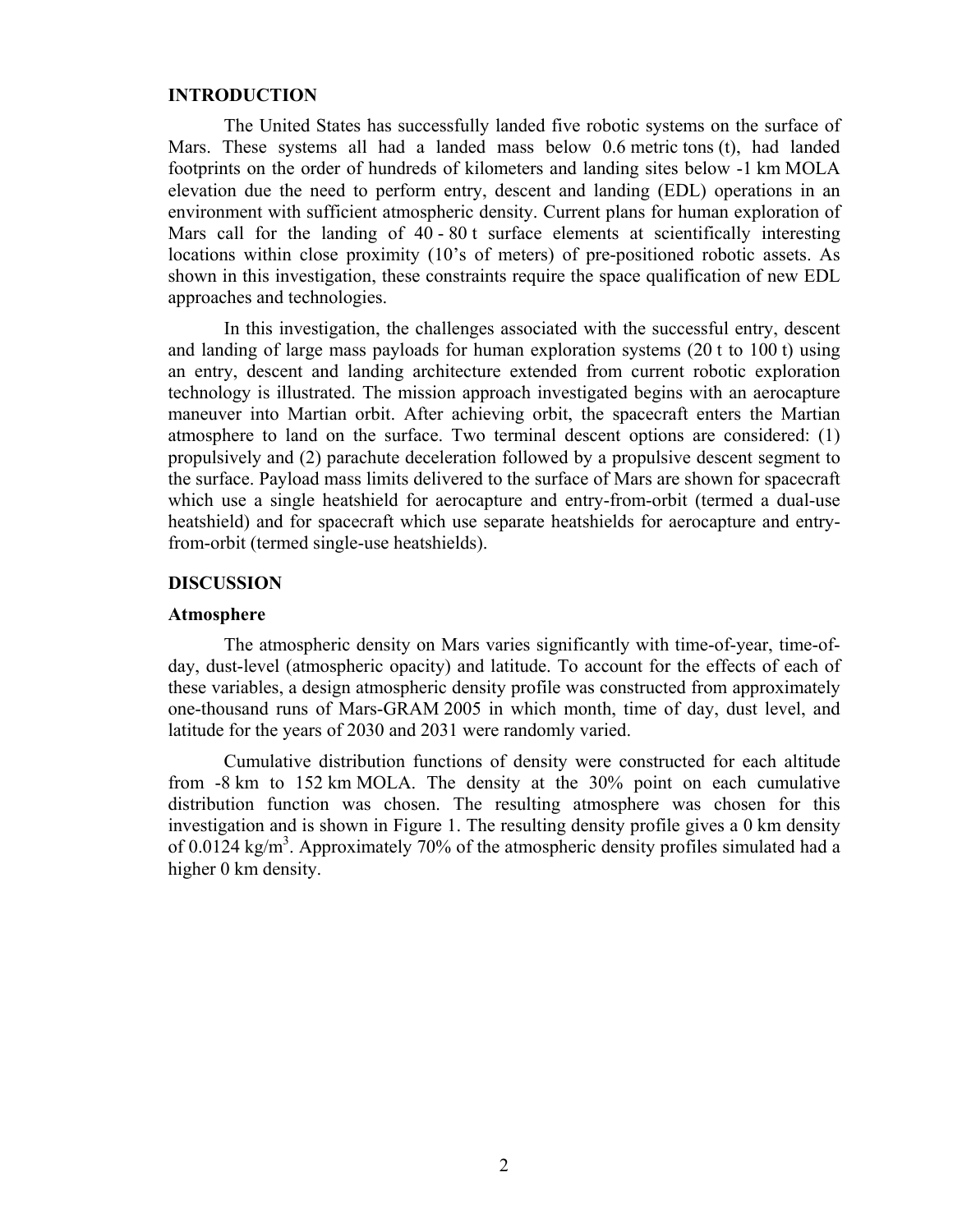## INTRODUCTION

The United States has successfully landed five robotic systems on the surface of Mars. These systems all had a landed mass below 0.6 metric tons (t), had landed footprints on the order of hundreds of kilometers and landing sites below -1 km MOLA elevation due the need to perform entry, descent and landing (EDL) operations in an environment with sufficient atmospheric density. Current plans for human exploration of Mars call for the landing of 40 - 80 t surface elements at scientifically interesting locations within close proximity (10's of meters) of pre-positioned robotic assets. As shown in this investigation, these constraints require the space qualification of new EDL approaches and technologies.

In this investigation, the challenges associated with the successful entry, descent and landing of large mass payloads for human exploration systems (20 t to 100 t) using an entry, descent and landing architecture extended from current robotic exploration technology is illustrated. The mission approach investigated begins with an aerocapture maneuver into Martian orbit. After achieving orbit, the spacecraft enters the Martian atmosphere to land on the surface. Two terminal descent options are considered: (1) propulsively and (2) parachute deceleration followed by a propulsive descent segment to the surface. Payload mass limits delivered to the surface of Mars are shown for spacecraft which use a single heatshield for aerocapture and entry-from-orbit (termed a dual-use heatshield) and for spacecraft which use separate heatshields for aerocapture and entry-from-orbit (termed single-use heatshields).

## DISCUSSION

### Atmosphere

The atmospheric density on Mars varies significantly with time-of-year, time-of-day, dust-level (atmospheric opacity) and latitude. To account for the effects of each of these variables, a design atmospheric density profile was constructed from approximately one-thousand runs of Mars-GRAM 2005 in which month, time of day, dust level, and latitude for the years of 2030 and 2031 were randomly varied.

Cumulative distribution functions of density were constructed for each altitude from -8 km to 152 km MOLA. The density at the 30% point on each cumulative distribution function was chosen. The resulting atmosphere was chosen for this investigation and is shown in Figure 1. The resulting density profile gives a 0 km density of 0.0124 kg/m$^3$. Approximately 70% of the atmospheric density profiles simulated had a higher 0 km density.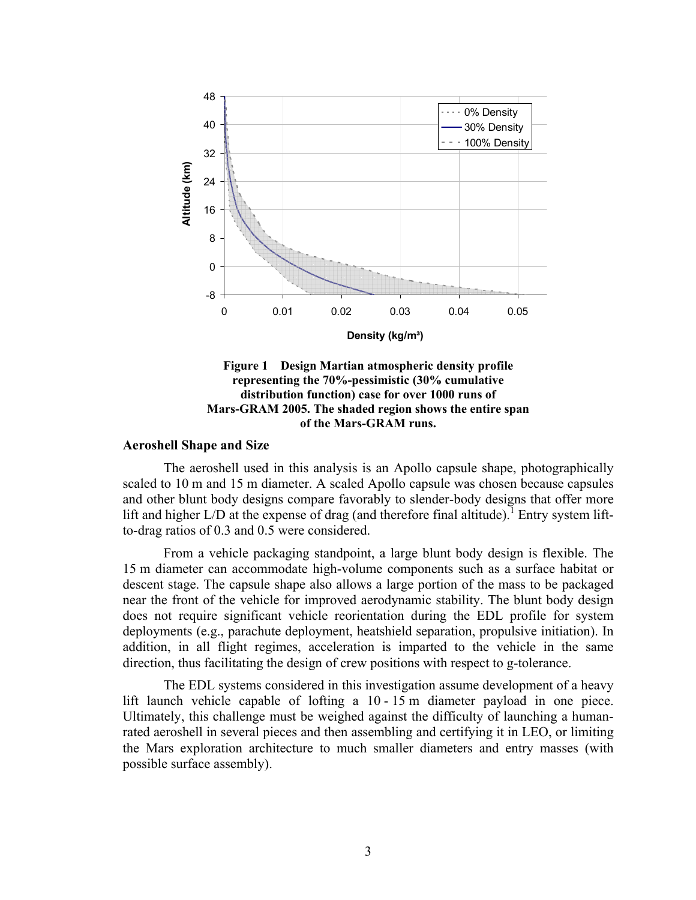**Figure 1 Design Martian atmospheric density profile representing the 70%-pessimistic (30% cumulative distribution function) case for over 1000 runs of Mars-GRAM 2005. The shaded region shows the entire span of the Mars-GRAM runs.**

### Aeroshell Shape and Size

The aeroshell used in this analysis is an Apollo capsule shape, photographically scaled to 10 m and 15 m diameter. A scaled Apollo capsule was chosen because capsules and other blunt body designs compare favorably to slender-body designs that offer more lift and higher L/D at the expense of drag (and therefore final altitude).[1] Entry system lift-to-drag ratios of 0.3 and 0.5 were considered.

From a vehicle packaging standpoint, a large blunt body design is flexible. The 15 m diameter can accommodate high-volume components such as a surface habitat or descent stage. The capsule shape also allows a large portion of the mass to be packaged near the front of the vehicle for improved aerodynamic stability. The blunt body design does not require significant vehicle reorientation during the EDL profile for system deployments (e.g., parachute deployment, heatshield separation, propulsive initiation). In addition, in all flight regimes, acceleration is imparted to the vehicle in the same direction, thus facilitating the design of crew positions with respect to g-tolerance.

The EDL systems considered in this investigation assume development of a heavy lift launch vehicle capable of lofting a 10 - 15 m diameter payload in one piece. Ultimately, this challenge must be weighed against the difficulty of launching a human-rated aeroshell in several pieces and then assembling and certifying it in LEO, or limiting the Mars exploration architecture to much smaller diameters and entry masses (with possible surface assembly).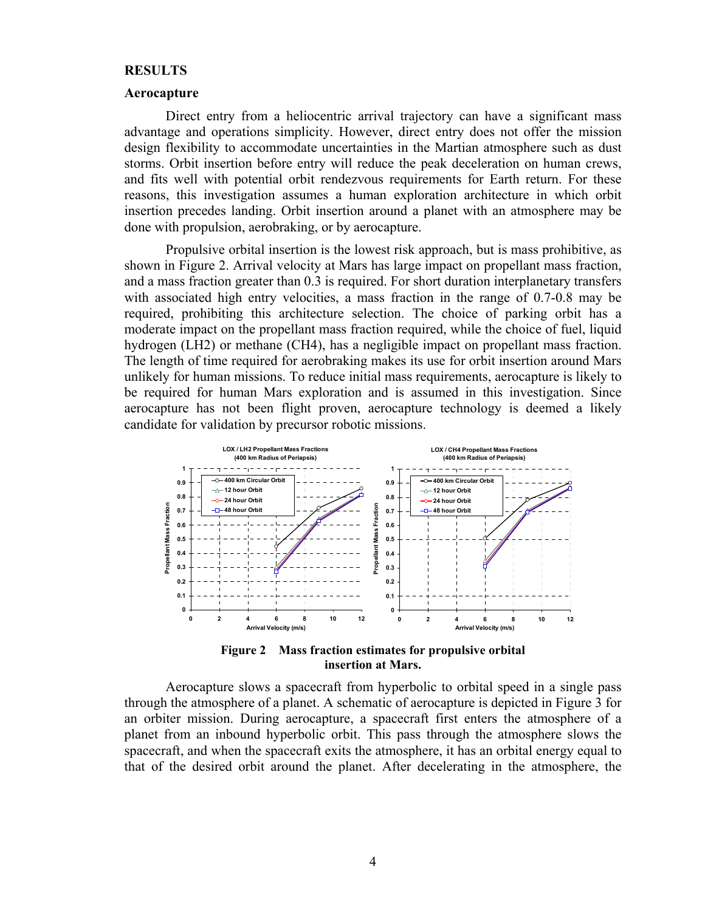## RESULTS

### Aerocapture

Direct entry from a heliocentric arrival trajectory can have a significant mass advantage and operations simplicity. However, direct entry does not offer the mission design flexibility to accommodate uncertainties in the Martian atmosphere such as dust storms. Orbit insertion before entry will reduce the peak deceleration on human crews, and fits well with potential orbit rendezvous requirements for Earth return. For these reasons, this investigation assumes a human exploration architecture in which orbit insertion precedes landing. Orbit insertion around a planet with an atmosphere may be done with propulsion, aerobraking, or by aerocapture.

Propulsive orbital insertion is the lowest risk approach, but is mass prohibitive, as shown in Figure 2. Arrival velocity at Mars has large impact on propellant mass fraction, and a mass fraction greater than 0.3 is required. For short duration interplanetary transfers with associated high entry velocities, a mass fraction in the range of 0.7-0.8 may be required, prohibiting this architecture selection. The choice of parking orbit has a moderate impact on the propellant mass fraction required, while the choice of fuel, liquid hydrogen (LH2) or methane (CH4), has a negligible impact on propellant mass fraction. The length of time required for aerobraking makes its use for orbit insertion around Mars unlikely for human missions. To reduce initial mass requirements, aerocapture is likely to be required for human Mars exploration and is assumed in this investigation. Since aerocapture has not been flight proven, aerocapture technology is deemed a likely candidate for validation by precursor robotic missions.

**Figure 2 Mass fraction estimates for propulsive orbital insertion at Mars.**

Aerocapture slows a spacecraft from hyperbolic to orbital speed in a single pass through the atmosphere of a planet. A schematic of aerocapture is depicted in Figure 3 for an orbiter mission. During aerocapture, a spacecraft first enters the atmosphere of a planet from an inbound hyperbolic orbit. This pass through the atmosphere slows the spacecraft, and when the spacecraft exits the atmosphere, it has an orbital energy equal to that of the desired orbit around the planet. After decelerating in the atmosphere, the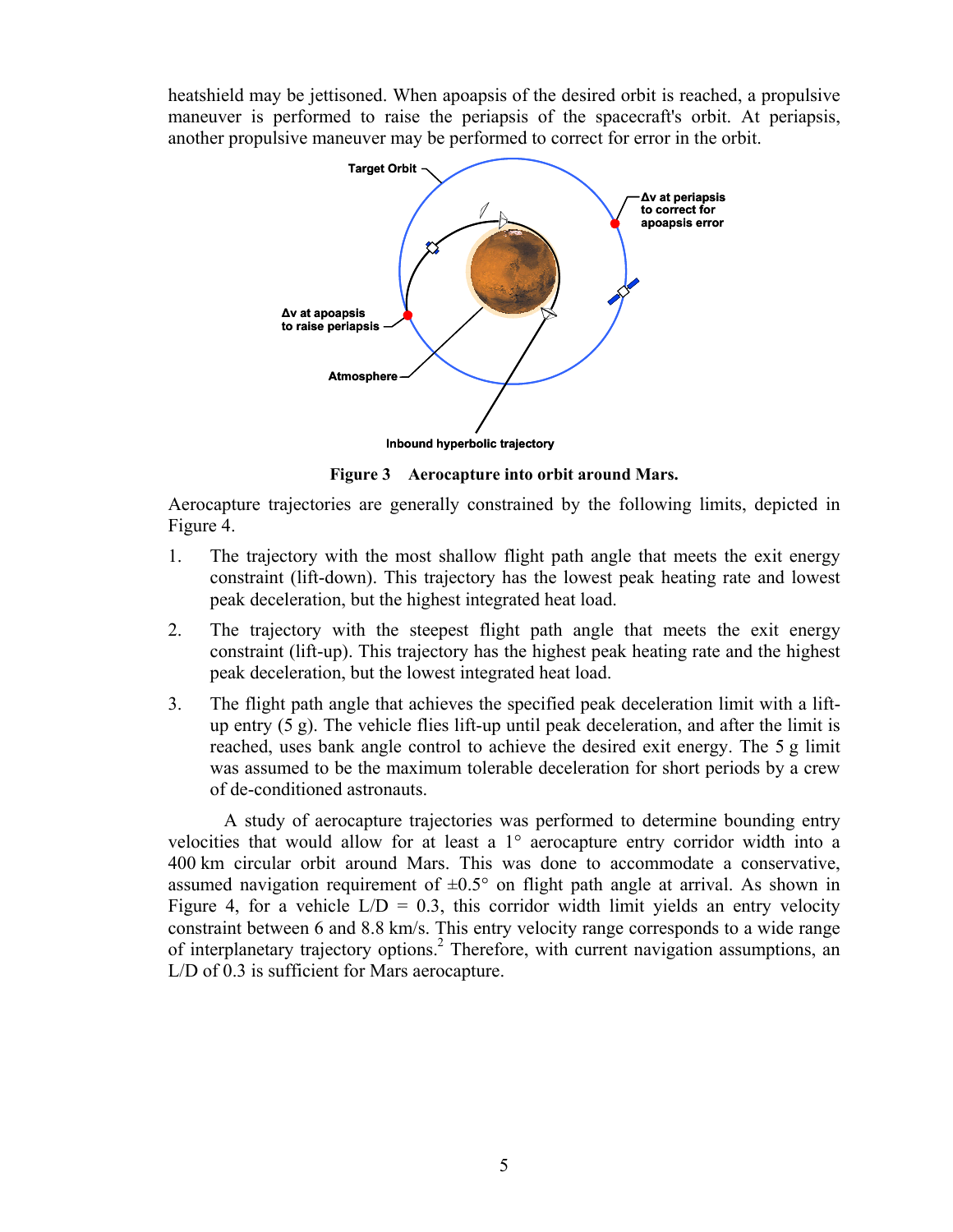heatshield may be jettisoned. When apoapsis of the desired orbit is reached, a propulsive maneuver is performed to raise the periapsis of the spacecraft's orbit. At periapsis, another propulsive maneuver may be performed to correct for error in the orbit.

**Figure 3 Aerocapture into orbit around Mars.**

Aerocapture trajectories are generally constrained by the following limits, depicted in Figure 4.

1. The trajectory with the most shallow flight path angle that meets the exit energy constraint (lift-down). This trajectory has the lowest peak heating rate and lowest peak deceleration, but the highest integrated heat load.
2. The trajectory with the steepest flight path angle that meets the exit energy constraint (lift-up). This trajectory has the highest peak heating rate and the highest peak deceleration, but the lowest integrated heat load.
3. The flight path angle that achieves the specified peak deceleration limit with a lift-up entry (5 g). The vehicle flies lift-up until peak deceleration, and after the limit is reached, uses bank angle control to achieve the desired exit energy. The 5 g limit was assumed to be the maximum tolerable deceleration for short periods by a crew of de-conditioned astronauts.

A study of aerocapture trajectories was performed to determine bounding entry velocities that would allow for at least a 1° aerocapture entry corridor width into a 400 km circular orbit around Mars. This was done to accommodate a conservative, assumed navigation requirement of ±0.5° on flight path angle at arrival. As shown in Figure 4, for a vehicle L/D = 0.3, this corridor width limit yields an entry velocity constraint between 6 and 8.8 km/s. This entry velocity range corresponds to a wide range of interplanetary trajectory options.[2] Therefore, with current navigation assumptions, an L/D of 0.3 is sufficient for Mars aerocapture.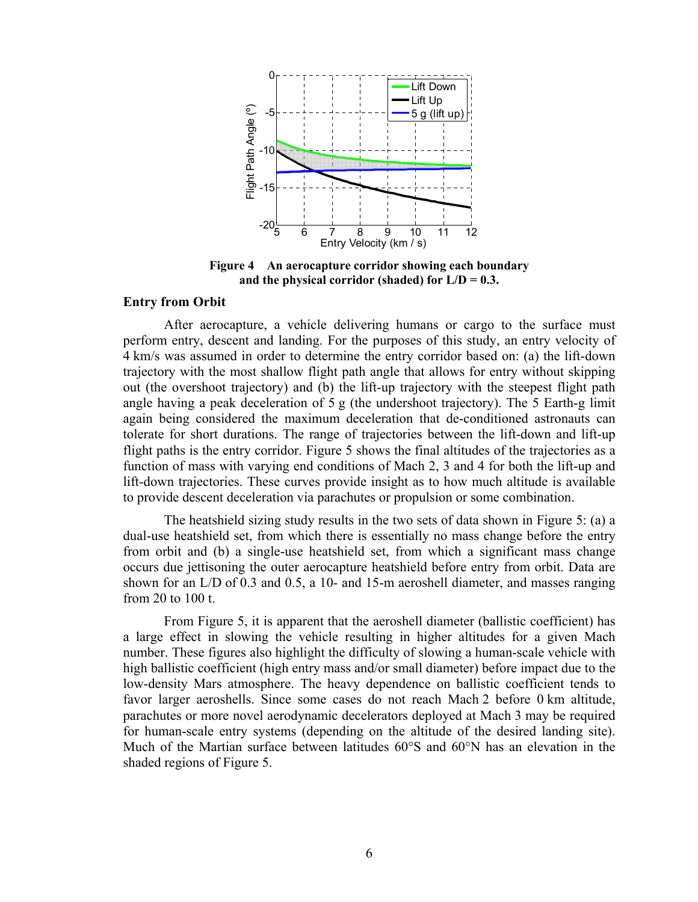**Figure 4 An aerocapture corridor showing each boundary and the physical corridor (shaded) for L/D = 0.3.**

### Entry from Orbit

After aerocapture, a vehicle delivering humans or cargo to the surface must perform entry, descent and landing. For the purposes of this study, an entry velocity of 4 km/s was assumed in order to determine the entry corridor based on: (a) the lift-down trajectory with the most shallow flight path angle that allows for entry without skipping out (the overshoot trajectory) and (b) the lift-up trajectory with the steepest flight path angle having a peak deceleration of 5 g (the undershoot trajectory). The 5 Earth-g limit again being considered the maximum deceleration that de-conditioned astronauts can tolerate for short durations. The range of trajectories between the lift-down and lift-up flight paths is the entry corridor. Figure 5 shows the final altitudes of the trajectories as a function of mass with varying end conditions of Mach 2, 3 and 4 for both the lift-up and lift-down trajectories. These curves provide insight as to how much altitude is available to provide descent deceleration via parachutes or propulsion or some combination.

The heatshield sizing study results in the two sets of data shown in Figure 5: (a) a dual-use heatshield set, from which there is essentially no mass change before the entry from orbit and (b) a single-use heatshield set, from which a significant mass change occurs due jettisoning the outer aerocapture heatshield before entry from orbit. Data are shown for an L/D of 0.3 and 0.5, a 10- and 15-m aeroshell diameter, and masses ranging from 20 to 100 t.

From Figure 5, it is apparent that the aeroshell diameter (ballistic coefficient) has a large effect in slowing the vehicle resulting in higher altitudes for a given Mach number. These figures also highlight the difficulty of slowing a human-scale vehicle with high ballistic coefficient (high entry mass and/or small diameter) before impact due to the low-density Mars atmosphere. The heavy dependence on ballistic coefficient tends to favor larger aeroshells. Since some cases do not reach Mach 2 before 0 km altitude, parachutes or more novel aerodynamic decelerators deployed at Mach 3 may be required for human-scale entry systems (depending on the altitude of the desired landing site). Much of the Martian surface between latitudes 60°S and 60°N has an elevation in the shaded regions of Figure 5.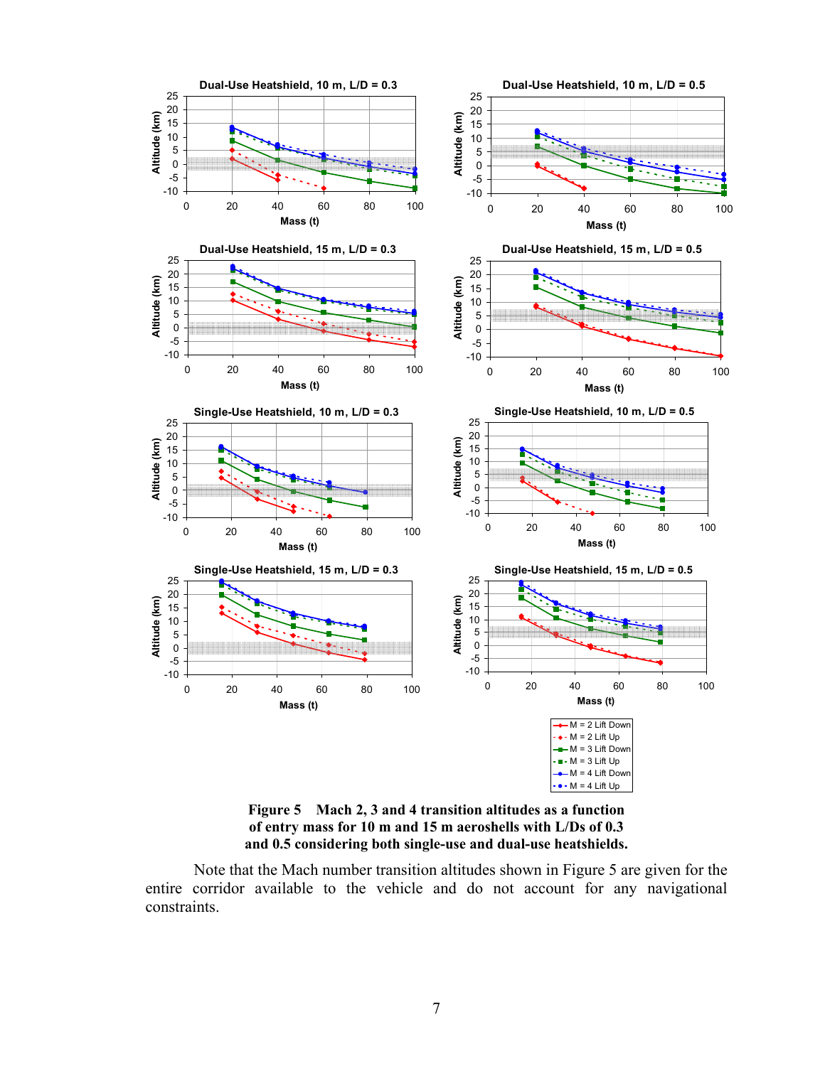**Figure 5 Mach 2, 3 and 4 transition altitudes as a function of entry mass for 10 m and 15 m aeroshells with L/Ds of 0.3 and 0.5 considering both single-use and dual-use heatshields.**

Note that the Mach number transition altitudes shown in Figure 5 are given for the entire corridor available to the vehicle and do not account for any navigational constraints.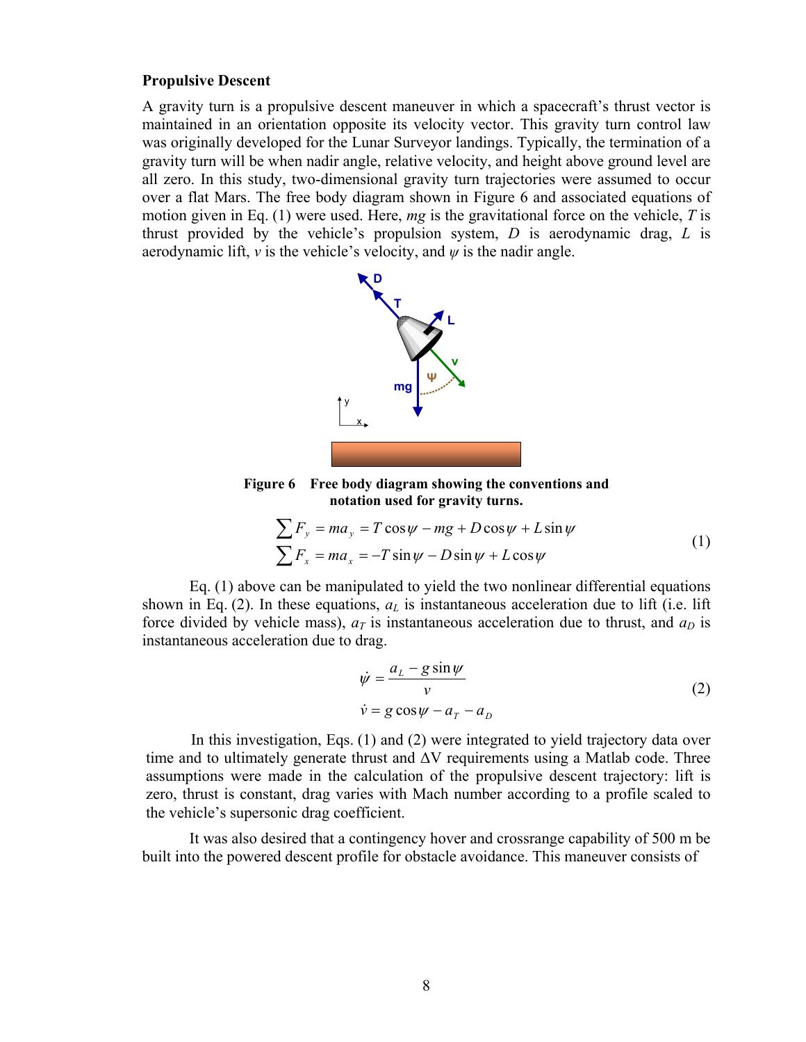**Propulsive Descent**

A gravity turn is a propulsive descent maneuver in which a spacecraft's thrust vector is maintained in an orientation opposite its velocity vector. This gravity turn control law was originally developed for the Lunar Surveyor landings. Typically, the termination of a gravity turn will be when nadir angle, relative velocity, and height above ground level are all zero. In this study, two-dimensional gravity turn trajectories were assumed to occur over a flat Mars. The free body diagram shown in Figure 6 and associated equations of motion given in Eq. (1) were used. Here, $mg$ is the gravitational force on the vehicle, $T$ is thrust provided by the vehicle's propulsion system, $D$ is aerodynamic drag, $L$ is aerodynamic lift, $v$ is the vehicle's velocity, and $\psi$ is the nadir angle.

**Figure 6 Free body diagram showing the conventions and notation used for gravity turns.**

$$
\begin{aligned}
\sum F_y &= ma_y = T\cos\psi - mg + D\cos\psi + L\sin\psi \\
\sum F_x &= ma_x = -T\sin\psi - D\sin\psi + L\cos\psi
\end{aligned}
\tag{1}
$$

Eq. (1) above can be manipulated to yield the two nonlinear differential equations shown in Eq. (2). In these equations, $a_L$ is instantaneous acceleration due to lift (i.e. lift force divided by vehicle mass), $a_T$ is instantaneous acceleration due to thrust, and $a_D$ is instantaneous acceleration due to drag.

$$
\begin{aligned}
\dot{\psi} &= \frac{a_L - g\sin\psi}{v} \\
\dot{v} &= g\cos\psi - a_T - a_D
\end{aligned}
\tag{2}
$$

In this investigation, Eqs. (1) and (2) were integrated to yield trajectory data over time and to ultimately generate thrust and ΔV requirements using a Matlab code. Three assumptions were made in the calculation of the propulsive descent trajectory: lift is zero, thrust is constant, drag varies with Mach number according to a profile scaled to the vehicle's supersonic drag coefficient.

It was also desired that a contingency hover and crossrange capability of 500 m be built into the powered descent profile for obstacle avoidance. This maneuver consists of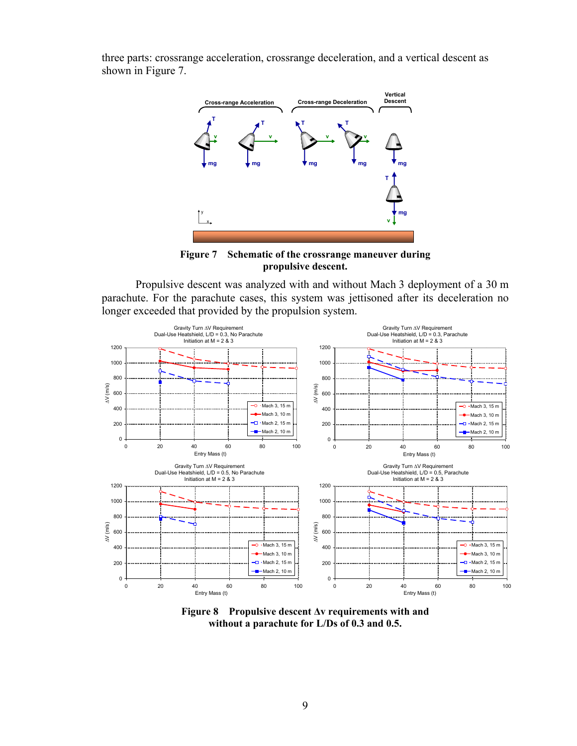three parts: crossrange acceleration, crossrange deceleration, and a vertical descent as shown in Figure 7.

**Figure 7 Schematic of the crossrange maneuver during propulsive descent.**

Propulsive descent was analyzed with and without Mach 3 deployment of a 30 m parachute. For the parachute cases, this system was jettisoned after its deceleration no longer exceeded that provided by the propulsion system.

**Figure 8 Propulsive descent Δv requirements with and without a parachute for L/Ds of 0.3 and 0.5.**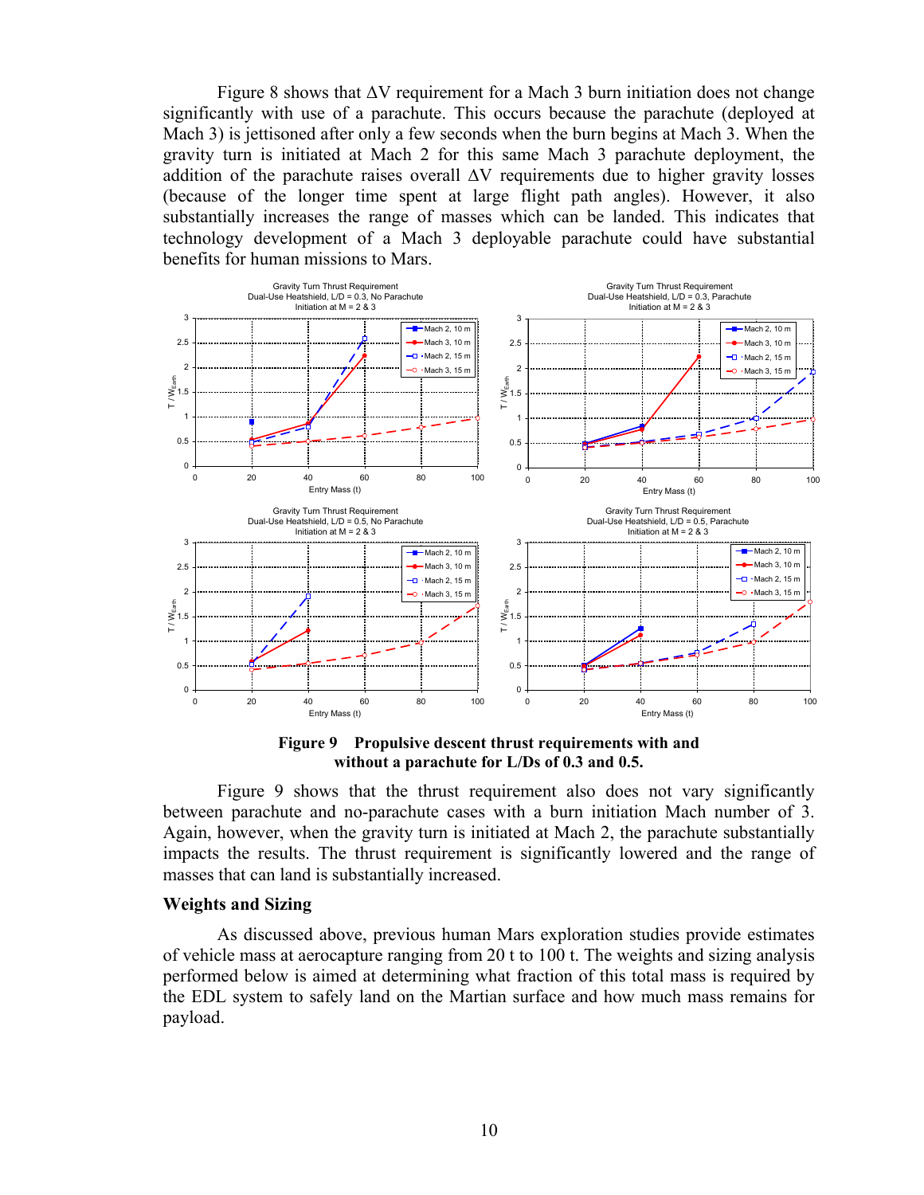Figure 8 shows that ΔV requirement for a Mach 3 burn initiation does not change significantly with use of a parachute. This occurs because the parachute (deployed at Mach 3) is jettisoned after only a few seconds when the burn begins at Mach 3. When the gravity turn is initiated at Mach 2 for this same Mach 3 parachute deployment, the addition of the parachute raises overall ΔV requirements due to higher gravity losses (because of the longer time spent at large flight path angles). However, it also substantially increases the range of masses which can be landed. This indicates that technology development of a Mach 3 deployable parachute could have substantial benefits for human missions to Mars.

**Figure 9 Propulsive descent thrust requirements with and without a parachute for L/Ds of 0.3 and 0.5.**

Figure 9 shows that the thrust requirement also does not vary significantly between parachute and no-parachute cases with a burn initiation Mach number of 3. Again, however, when the gravity turn is initiated at Mach 2, the parachute substantially impacts the results. The thrust requirement is significantly lowered and the range of masses that can land is substantially increased.

### Weights and Sizing

As discussed above, previous human Mars exploration studies provide estimates of vehicle mass at aerocapture ranging from 20 t to 100 t. The weights and sizing analysis performed below is aimed at determining what fraction of this total mass is required by the EDL system to safely land on the Martian surface and how much mass remains for payload.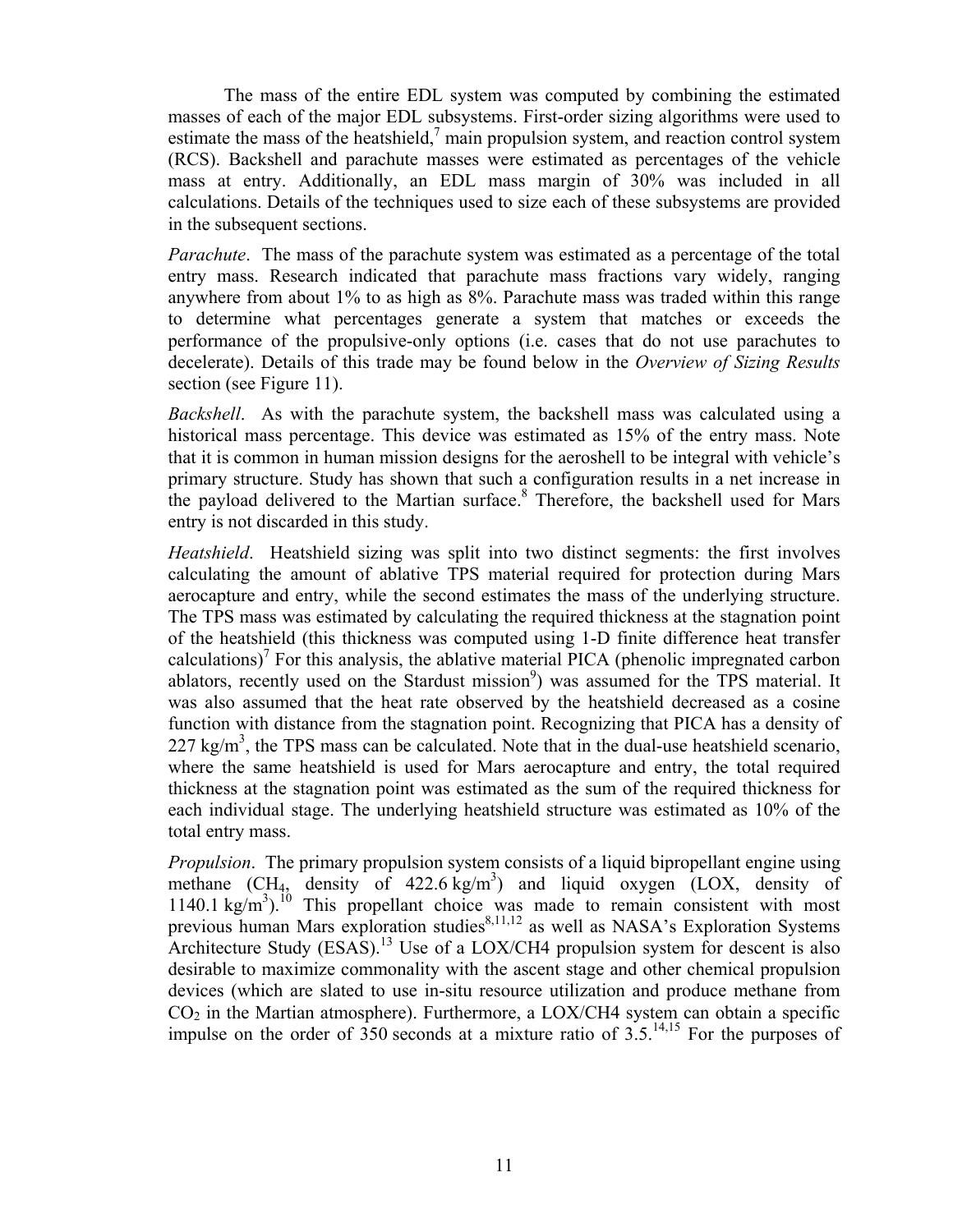The mass of the entire EDL system was computed by combining the estimated masses of each of the major EDL subsystems. First-order sizing algorithms were used to estimate the mass of the heatshield,[7] main propulsion system, and reaction control system (RCS). Backshell and parachute masses were estimated as percentages of the vehicle mass at entry. Additionally, an EDL mass margin of 30% was included in all calculations. Details of the techniques used to size each of these subsystems are provided in the subsequent sections.

*Parachute*. The mass of the parachute system was estimated as a percentage of the total entry mass. Research indicated that parachute mass fractions vary widely, ranging anywhere from about 1% to as high as 8%. Parachute mass was traded within this range to determine what percentages generate a system that matches or exceeds the performance of the propulsive-only options (i.e. cases that do not use parachutes to decelerate). Details of this trade may be found below in the *Overview of Sizing Results* section (see Figure 11).

*Backshell*. As with the parachute system, the backshell mass was calculated using a historical mass percentage. This device was estimated as 15% of the entry mass. Note that it is common in human mission designs for the aeroshell to be integral with vehicle's primary structure. Study has shown that such a configuration results in a net increase in the payload delivered to the Martian surface.[8] Therefore, the backshell used for Mars entry is not discarded in this study.

*Heatshield*. Heatshield sizing was split into two distinct segments: the first involves calculating the amount of ablative TPS material required for protection during Mars aerocapture and entry, while the second estimates the mass of the underlying structure. The TPS mass was estimated by calculating the required thickness at the stagnation point of the heatshield (this thickness was computed using 1-D finite difference heat transfer calculations)[7] For this analysis, the ablative material PICA (phenolic impregnated carbon ablators, recently used on the Stardust mission[9]) was assumed for the TPS material. It was also assumed that the heat rate observed by the heatshield decreased as a cosine function with distance from the stagnation point. Recognizing that PICA has a density of 227 kg/m$^3$, the TPS mass can be calculated. Note that in the dual-use heatshield scenario, where the same heatshield is used for Mars aerocapture and entry, the total required thickness at the stagnation point was estimated as the sum of the required thickness for each individual stage. The underlying heatshield structure was estimated as 10% of the total entry mass.

*Propulsion*. The primary propulsion system consists of a liquid bipropellant engine using methane ($CH_4$, density of 422.6 kg/m$^3$) and liquid oxygen (LOX, density of 1140.1 kg/m$^3$).[10] This propellant choice was made to remain consistent with most previous human Mars exploration studies[8,11,12] as well as NASA's Exploration Systems Architecture Study (ESAS).[13] Use of a LOX/CH4 propulsion system for descent is also desirable to maximize commonality with the ascent stage and other chemical propulsion devices (which are slated to use in-situ resource utilization and produce methane from $CO_2$ in the Martian atmosphere). Furthermore, a LOX/CH4 system can obtain a specific impulse on the order of 350 seconds at a mixture ratio of 3.5.[14,15] For the purposes of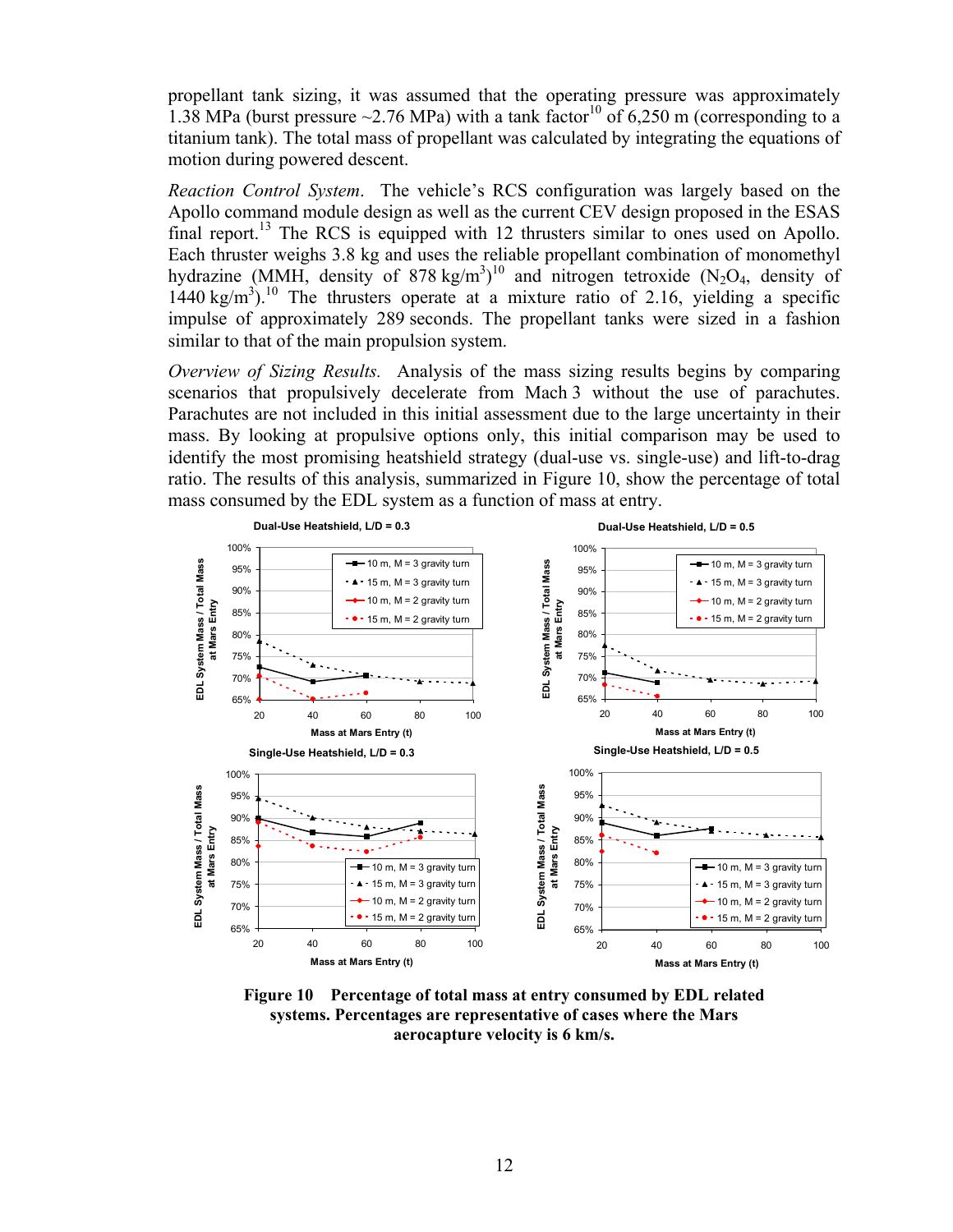propellant tank sizing, it was assumed that the operating pressure was approximately 1.38 MPa (burst pressure ~2.76 MPa) with a tank factor[10] of 6,250 m (corresponding to a titanium tank). The total mass of propellant was calculated by integrating the equations of motion during powered descent.

*Reaction Control System*. The vehicle's RCS configuration was largely based on the Apollo command module design as well as the current CEV design proposed in the ESAS final report.[13] The RCS is equipped with 12 thrusters similar to ones used on Apollo. Each thruster weighs 3.8 kg and uses the reliable propellant combination of monomethyl hydrazine (MMH, density of 878 kg/m$^3$)[10] and nitrogen tetroxide ($N_2O_4$, density of 1440 kg/m$^3$).[10] The thrusters operate at a mixture ratio of 2.16, yielding a specific impulse of approximately 289 seconds. The propellant tanks were sized in a fashion similar to that of the main propulsion system.

*Overview of Sizing Results*. Analysis of the mass sizing results begins by comparing scenarios that propulsively decelerate from Mach 3 without the use of parachutes. Parachutes are not included in this initial assessment due to the large uncertainty in their mass. By looking at propulsive options only, this initial comparison may be used to identify the most promising heatshield strategy (dual-use vs. single-use) and lift-to-drag ratio. The results of this analysis, summarized in Figure 10, show the percentage of total mass consumed by the EDL system as a function of mass at entry.

**Figure 10 Percentage of total mass at entry consumed by EDL related systems. Percentages are representative of cases where the Mars aerocapture velocity is 6 km/s.**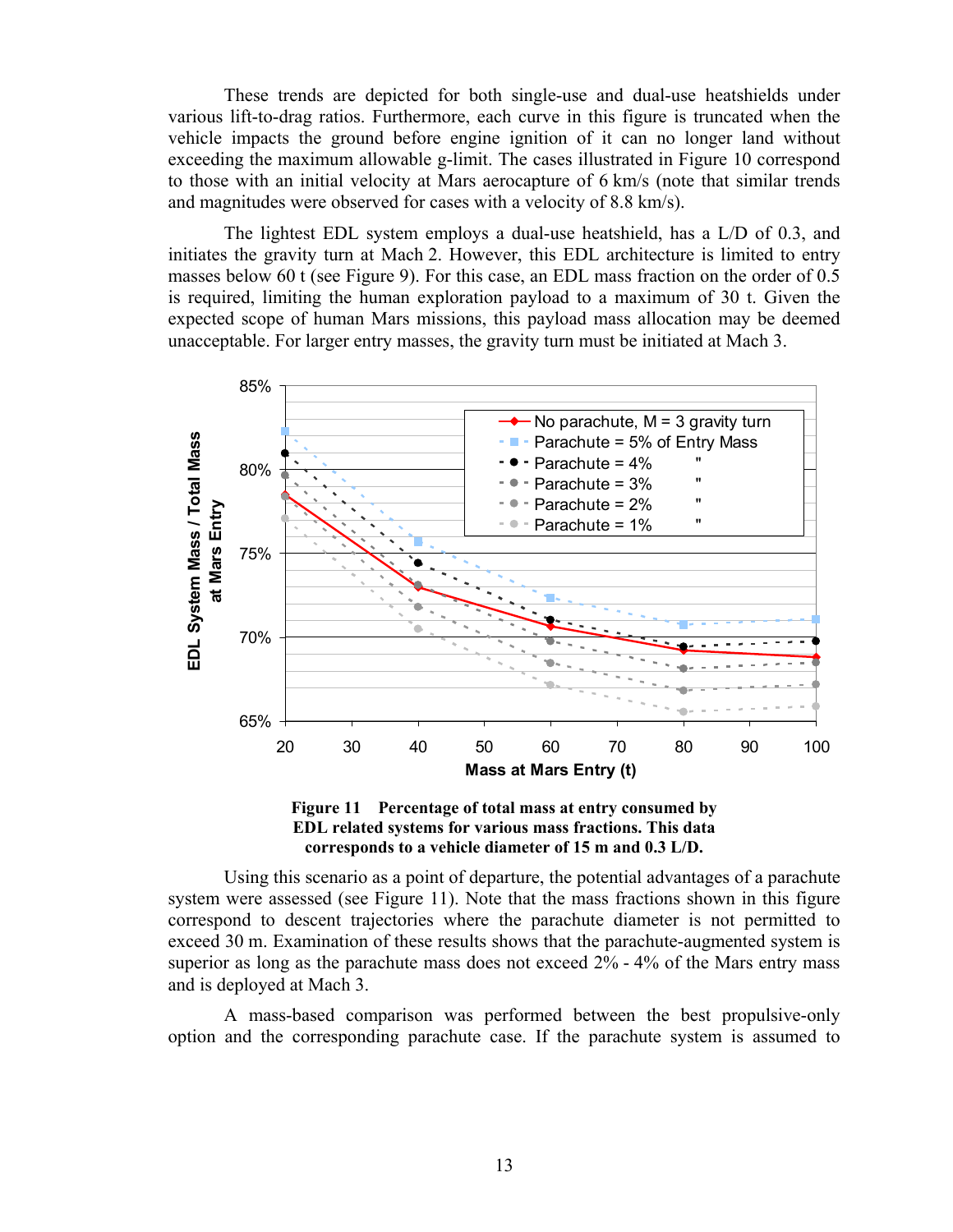These trends are depicted for both single-use and dual-use heatshields under various lift-to-drag ratios. Furthermore, each curve in this figure is truncated when the vehicle impacts the ground before engine ignition of it can no longer land without exceeding the maximum allowable g-limit. The cases illustrated in Figure 10 correspond to those with an initial velocity at Mars aerocapture of 6 km/s (note that similar trends and magnitudes were observed for cases with a velocity of 8.8 km/s).

The lightest EDL system employs a dual-use heatshield, has a L/D of 0.3, and initiates the gravity turn at Mach 2. However, this EDL architecture is limited to entry masses below 60 t (see Figure 9). For this case, an EDL mass fraction on the order of 0.5 is required, limiting the human exploration payload to a maximum of 30 t. Given the expected scope of human Mars missions, this payload mass allocation may be deemed unacceptable. For larger entry masses, the gravity turn must be initiated at Mach 3.

**Figure 11 Percentage of total mass at entry consumed by EDL related systems for various mass fractions. This data corresponds to a vehicle diameter of 15 m and 0.3 L/D.**

Using this scenario as a point of departure, the potential advantages of a parachute system were assessed (see Figure 11). Note that the mass fractions shown in this figure correspond to descent trajectories where the parachute diameter is not permitted to exceed 30 m. Examination of these results shows that the parachute-augmented system is superior as long as the parachute mass does not exceed 2% - 4% of the Mars entry mass and is deployed at Mach 3.

A mass-based comparison was performed between the best propulsive-only option and the corresponding parachute case. If the parachute system is assumed to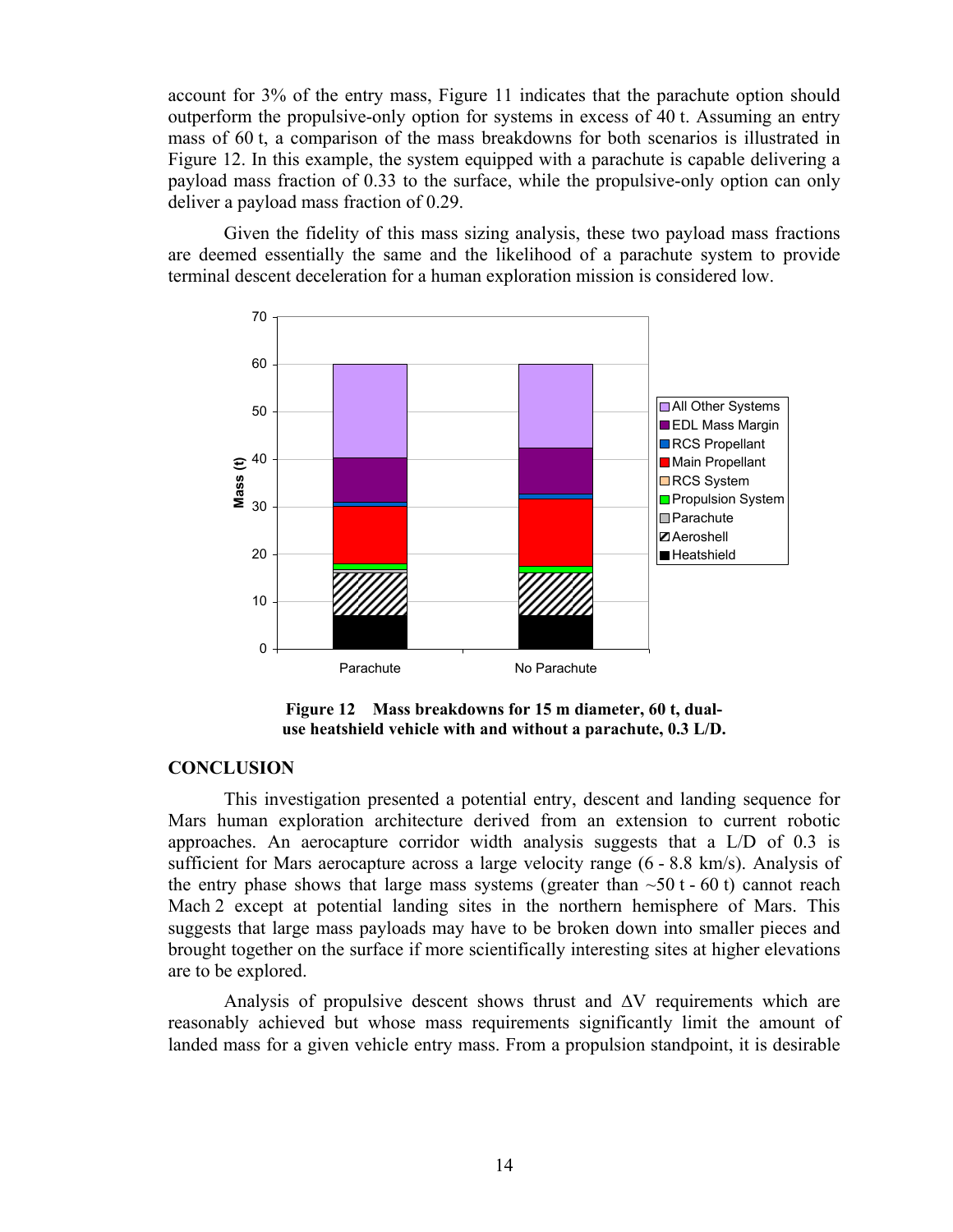account for 3% of the entry mass, Figure 11 indicates that the parachute option should outperform the propulsive-only option for systems in excess of 40 t. Assuming an entry mass of 60 t, a comparison of the mass breakdowns for both scenarios is illustrated in Figure 12. In this example, the system equipped with a parachute is capable delivering a payload mass fraction of 0.33 to the surface, while the propulsive-only option can only deliver a payload mass fraction of 0.29.

Given the fidelity of this mass sizing analysis, these two payload mass fractions are deemed essentially the same and the likelihood of a parachute system to provide terminal descent deceleration for a human exploration mission is considered low.

**Figure 12 Mass breakdowns for 15 m diameter, 60 t, dual-use heatshield vehicle with and without a parachute, 0.3 L/D.**

## CONCLUSION

This investigation presented a potential entry, descent and landing sequence for Mars human exploration architecture derived from an extension to current robotic approaches. An aerocapture corridor width analysis suggests that a L/D of 0.3 is sufficient for Mars aerocapture across a large velocity range (6 - 8.8 km/s). Analysis of the entry phase shows that large mass systems (greater than ~50 t - 60 t) cannot reach Mach 2 except at potential landing sites in the northern hemisphere of Mars. This suggests that large mass payloads may have to be broken down into smaller pieces and brought together on the surface if more scientifically interesting sites at higher elevations are to be explored.

Analysis of propulsive descent shows thrust and $\Delta V$ requirements which are reasonably achieved but whose mass requirements significantly limit the amount of landed mass for a given vehicle entry mass. From a propulsion standpoint, it is desirable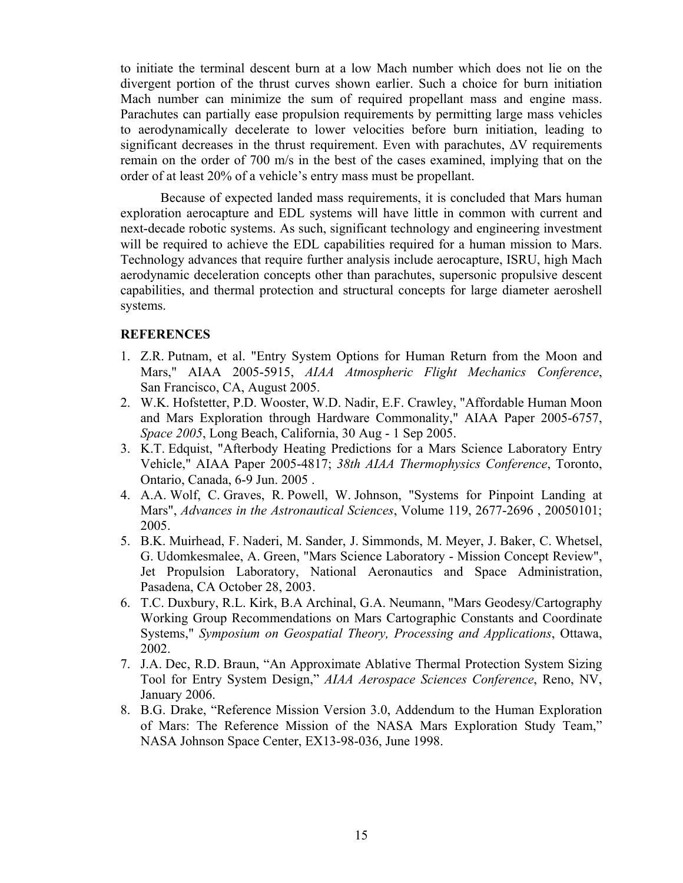to initiate the terminal descent burn at a low Mach number which does not lie on the divergent portion of the thrust curves shown earlier. Such a choice for burn initiation Mach number can minimize the sum of required propellant mass and engine mass. Parachutes can partially ease propulsion requirements by permitting large mass vehicles to aerodynamically decelerate to lower velocities before burn initiation, leading to significant decreases in the thrust requirement. Even with parachutes, $\Delta V$ requirements remain on the order of 700 m/s in the best of the cases examined, implying that on the order of at least 20% of a vehicle's entry mass must be propellant.

Because of expected landed mass requirements, it is concluded that Mars human exploration aerocapture and EDL systems will have little in common with current and next-decade robotic systems. As such, significant technology and engineering investment will be required to achieve the EDL capabilities required for a human mission to Mars. Technology advances that require further analysis include aerocapture, ISRU, high Mach aerodynamic deceleration concepts other than parachutes, supersonic propulsive descent capabilities, and thermal protection and structural concepts for large diameter aeroshell systems.

## REFERENCES

1. Z.R. Putnam, et al. "Entry System Options for Human Return from the Moon and Mars," AIAA 2005-5915, *AIAA Atmospheric Flight Mechanics Conference*, San Francisco, CA, August 2005.
2. W.K. Hofstetter, P.D. Wooster, W.D. Nadir, E.F. Crawley, "Affordable Human Moon and Mars Exploration through Hardware Commonality," AIAA Paper 2005-6757, *Space 2005*, Long Beach, California, 30 Aug - 1 Sep 2005.
3. K.T. Edquist, "Afterbody Heating Predictions for a Mars Science Laboratory Entry Vehicle," AIAA Paper 2005-4817; *38th AIAA Thermophysics Conference*, Toronto, Ontario, Canada, 6-9 Jun. 2005 .
4. A.A. Wolf, C. Graves, R. Powell, W. Johnson, "Systems for Pinpoint Landing at Mars", *Advances in the Astronautical Sciences*, Volume 119, 2677-2696 , 20050101; 2005.
5. B.K. Muirhead, F. Naderi, M. Sander, J. Simmonds, M. Meyer, J. Baker, C. Whetsel, G. Udomkesmalee, A. Green, "Mars Science Laboratory - Mission Concept Review", Jet Propulsion Laboratory, National Aeronautics and Space Administration, Pasadena, CA October 28, 2003.
6. T.C. Duxbury, R.L. Kirk, B.A Archinal, G.A. Neumann, "Mars Geodesy/Cartography Working Group Recommendations on Mars Cartographic Constants and Coordinate Systems," *Symposium on Geospatial Theory, Processing and Applications*, Ottawa, 2002.
7. J.A. Dec, R.D. Braun, "An Approximate Ablative Thermal Protection System Sizing Tool for Entry System Design," *AIAA Aerospace Sciences Conference*, Reno, NV, January 2006.
8. B.G. Drake, "Reference Mission Version 3.0, Addendum to the Human Exploration of Mars: The Reference Mission of the NASA Mars Exploration Study Team," NASA Johnson Space Center, EX13-98-036, June 1998.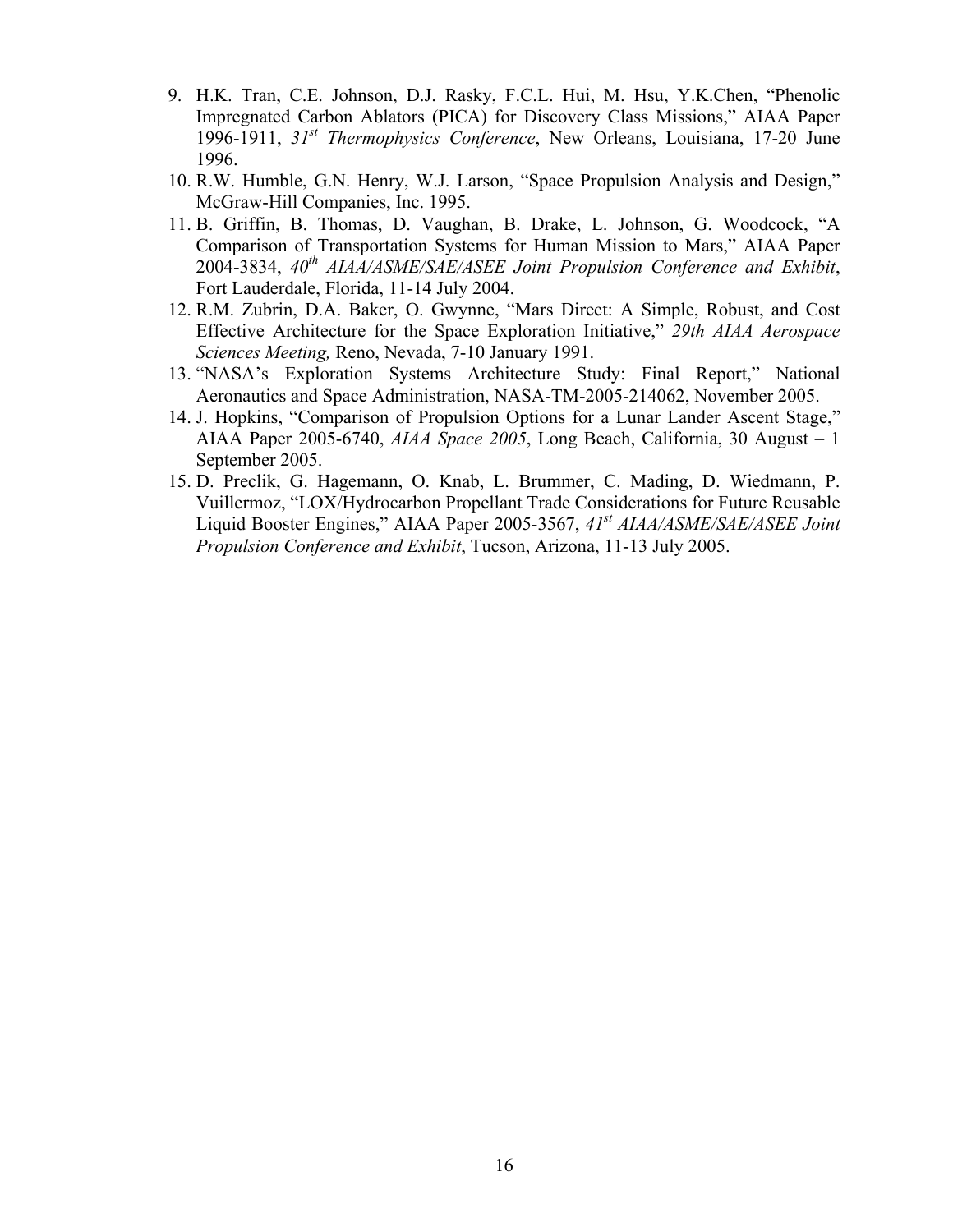9. H.K. Tran, C.E. Johnson, D.J. Rasky, F.C.L. Hui, M. Hsu, Y.K.Chen, "Phenolic Impregnated Carbon Ablators (PICA) for Discovery Class Missions," AIAA Paper 1996-1911, *31st Thermophysics Conference*, New Orleans, Louisiana, 17-20 June 1996.
10. R.W. Humble, G.N. Henry, W.J. Larson, "Space Propulsion Analysis and Design," McGraw-Hill Companies, Inc. 1995.
11. B. Griffin, B. Thomas, D. Vaughan, B. Drake, L. Johnson, G. Woodcock, "A Comparison of Transportation Systems for Human Mission to Mars," AIAA Paper 2004-3834, *40th AIAA/ASME/SAE/ASEE Joint Propulsion Conference and Exhibit*, Fort Lauderdale, Florida, 11-14 July 2004.
12. R.M. Zubrin, D.A. Baker, O. Gwynne, "Mars Direct: A Simple, Robust, and Cost Effective Architecture for the Space Exploration Initiative," *29th AIAA Aerospace Sciences Meeting,* Reno, Nevada, 7-10 January 1991.
13. "NASA's Exploration Systems Architecture Study: Final Report," National Aeronautics and Space Administration, NASA-TM-2005-214062, November 2005.
14. J. Hopkins, "Comparison of Propulsion Options for a Lunar Lander Ascent Stage," AIAA Paper 2005-6740, *AIAA Space 2005*, Long Beach, California, 30 August – 1 September 2005.
15. D. Preclik, G. Hagemann, O. Knab, L. Brummer, C. Mading, D. Wiedmann, P. Vuillermoz, "LOX/Hydrocarbon Propellant Trade Considerations for Future Reusable Liquid Booster Engines," AIAA Paper 2005-3567, *41st AIAA/ASME/SAE/ASEE Joint Propulsion Conference and Exhibit*, Tucson, Arizona, 11-13 July 2005.